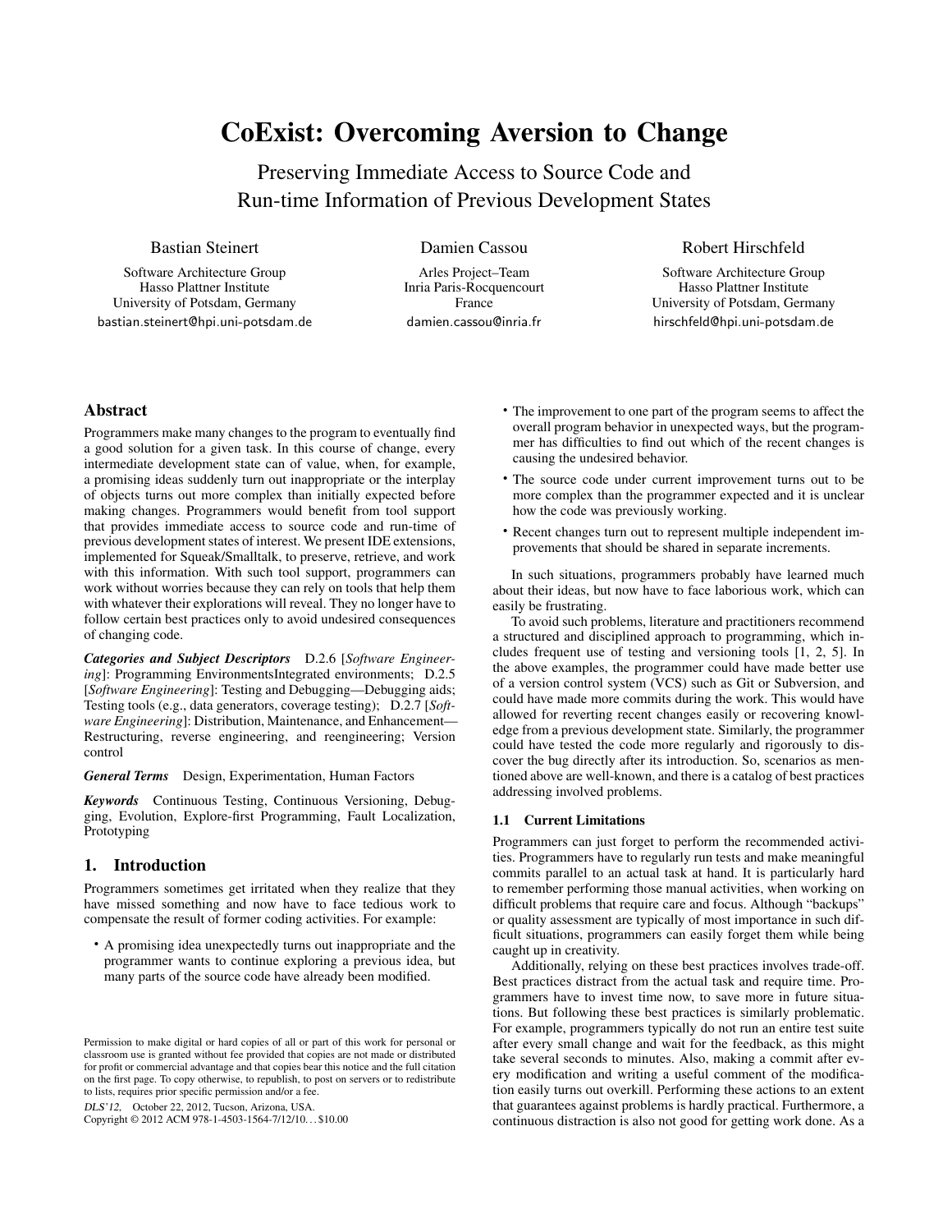# CoExist: Overcoming Aversion to Change

## Preserving Immediate Access to Source Code and Run-time Information of Previous Development States

Bastian Steinert
Software Architecture Group
Hasso Plattner Institute
University of Potsdam, Germany
bastian.steinert@hpi.uni-potsdam.de

Damien Cassou
Arles Project–Team
Inria Paris-Rocquencourt
France
damien.cassou@inria.fr

Robert Hirschfeld
Software Architecture Group
Hasso Plattner Institute
University of Potsdam, Germany
hirschfeld@hpi.uni-potsdam.de

## Abstract

Programmers make many changes to the program to eventually find a good solution for a given task. In this course of change, every intermediate development state can of value, when, for example, a promising ideas suddenly turn out inappropriate or the interplay of objects turns out more complex than initially expected before making changes. Programmers would benefit from tool support that provides immediate access to source code and run-time of previous development states of interest. We present IDE extensions, implemented for Squeak/Smalltalk, to preserve, retrieve, and work with this information. With such tool support, programmers can work without worries because they can rely on tools that help them with whatever their explorations will reveal. They no longer have to follow certain best practices only to avoid undesired consequences of changing code.

***Categories and Subject Descriptors*** D.2.6 [*Software Engineering*]: Programming EnvironmentsIntegrated environments; D.2.5 [*Software Engineering*]: Testing and Debugging—Debugging aids; Testing tools (e.g., data generators, coverage testing); D.2.7 [*Software Engineering*]: Distribution, Maintenance, and Enhancement—Restructuring, reverse engineering, and reengineering; Version control

***General Terms*** Design, Experimentation, Human Factors

***Keywords*** Continuous Testing, Continuous Versioning, Debugging, Evolution, Explore-first Programming, Fault Localization, Prototyping

## 1. Introduction

Programmers sometimes get irritated when they realize that they have missed something and now have to face tedious work to compensate the result of former coding activities. For example:

- A promising idea unexpectedly turns out inappropriate and the programmer wants to continue exploring a previous idea, but many parts of the source code have already been modified.
- The improvement to one part of the program seems to affect the overall program behavior in unexpected ways, but the programmer has difficulties to find out which of the recent changes is causing the undesired behavior.
- The source code under current improvement turns out to be more complex than the programmer expected and it is unclear how the code was previously working.
- Recent changes turn out to represent multiple independent improvements that should be shared in separate increments.

In such situations, programmers probably have learned much about their ideas, but now have to face laborious work, which can easily be frustrating.

To avoid such problems, literature and practitioners recommend a structured and disciplined approach to programming, which includes frequent use of testing and versioning tools [1, 2, 5]. In the above examples, the programmer could have made better use of a version control system (VCS) such as Git or Subversion, and could have made more commits during the work. This would have allowed for reverting recent changes easily or recovering knowledge from a previous development state. Similarly, the programmer could have tested the code more regularly and rigorously to discover the bug directly after its introduction. So, scenarios as mentioned above are well-known, and there is a catalog of best practices addressing involved problems.

### 1.1 Current Limitations

Programmers can just forget to perform the recommended activities. Programmers have to regularly run tests and make meaningful commits parallel to an actual task at hand. It is particularly hard to remember performing those manual activities, when working on difficult problems that require care and focus. Although "backups" or quality assessment are typically of most importance in such difficult situations, programmers can easily forget them while being caught up in creativity.

Additionally, relying on these best practices involves trade-off. Best practices distract from the actual task and require time. Programmers have to invest time now, to save more in future situations. But following these best practices is similarly problematic. For example, programmers typically do not run an entire test suite after every small change and wait for the feedback, as this might take several seconds to minutes. Also, making a commit after every modification and writing a useful comment of the modification easily turns out overkill. Performing those actions to an extent that guarantees against problems is hardly practical. Furthermore, a continuous distraction is also not good for getting work done. As a

Permission to make digital or hard copies of all or part of this work for personal or classroom use is granted without fee provided that copies are not made or distributed for profit or commercial advantage and that copies bear this notice and the full citation on the first page. To copy otherwise, to republish, to post on servers or to redistribute to lists, requires prior specific permission and/or a fee.

*DLS'12,* October 22, 2012, Tucson, Arizona, USA.
Copyright © 2012 ACM 978-1-4503-1564-7/12/10. . . $10.00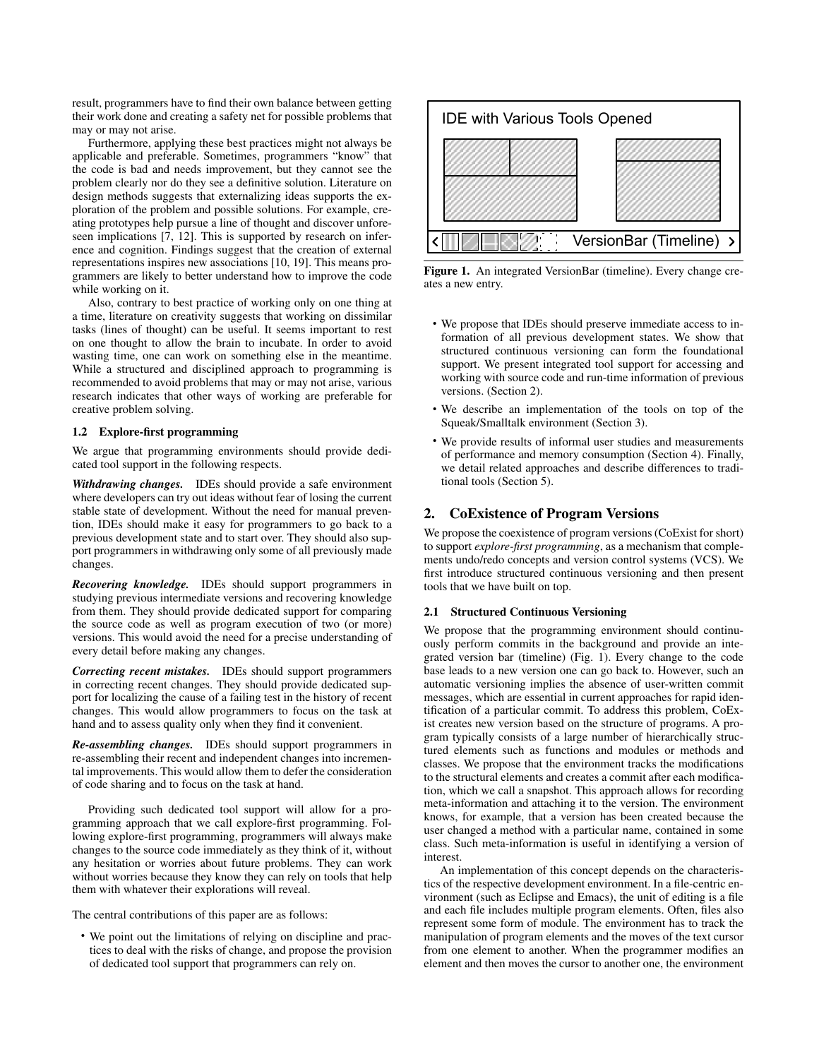result, programmers have to find their own balance between getting their work done and creating a safety net for possible problems that may or may not arise.

Furthermore, applying these best practices might not always be applicable and preferable. Sometimes, programmers "know" that the code is bad and needs improvement, but they cannot see the problem clearly nor do they see a definitive solution. Literature on design methods suggests that externalizing ideas supports the exploration of the problem and possible solutions. For example, creating prototypes help pursue a line of thought and discover unforeseen implications [7, 12]. This is supported by research on inference and cognition. Findings suggest that the creation of external representations inspires new associations [10, 19]. This means programmers are likely to better understand how to improve the code while working on it.

Also, contrary to best practice of working only on one thing at a time, literature on creativity suggests that working on dissimilar tasks (lines of thought) can be useful. It seems important to rest on one thought to allow the brain to incubate. In order to avoid wasting time, one can work on something else in the meantime. While a structured and disciplined approach to programming is recommended to avoid problems that may or may not arise, various research indicates that other ways of working are preferable for creative problem solving.

### 1.2 Explore-first programming

We argue that programming environments should provide dedicated tool support in the following respects.

***Withdrawing changes.*** IDEs should provide a safe environment where developers can try out ideas without fear of losing the current stable state of development. Without the need for manual prevention, IDEs should make it easy for programmers to go back to a previous development state and to start over. They should also support programmers in withdrawing only some of all previously made changes.

***Recovering knowledge.*** IDEs should support programmers in studying previous intermediate versions and recovering knowledge from them. They should provide dedicated support for comparing the source code as well as program execution of two (or more) versions. This would avoid the need for a precise understanding of every detail before making any changes.

***Correcting recent mistakes.*** IDEs should support programmers in correcting recent changes. They should provide dedicated support for localizing the cause of a failing test in the history of recent changes. This would allow programmers to focus on the task at hand and to assess quality only when they find it convenient.

***Re-assembling changes.*** IDEs should support programmers in re-assembling their recent and independent changes into incremental improvements. This would allow them to defer the consideration of code sharing and to focus on the task at hand.

Providing such dedicated tool support will allow for a programming approach that we call explore-first programming. Following explore-first programming, programmers will always make changes to the source code immediately as they think of it, without any hesitation or worries about future problems. They can work without worries because they know they can rely on tools that help them with whatever their explorations will reveal.

The central contributions of this paper are as follows:

- We point out the limitations of relying on discipline and practices to deal with the risks of change, and propose the provision of dedicated tool support that programmers can rely on.

IDE with Various Tools Opened

VersionBar (Timeline)

**Figure 1.** An integrated VersionBar (timeline). Every change creates a new entry.

- We propose that IDEs should preserve immediate access to information of all previous development states. We show that structured continuous versioning can form the foundational support. We present integrated tool support for accessing and working with source code and run-time information of previous versions. (Section 2).
- We describe an implementation of the tools on top of the Squeak/Smalltalk environment (Section 3).
- We provide results of informal user studies and measurements of performance and memory consumption (Section 4). Finally, we detail related approaches and describe differences to traditional tools (Section 5).

## 2. CoExistence of Program Versions

We propose the coexistence of program versions (CoExist for short) to support *explore-first programming*, as a mechanism that complements undo/redo concepts and version control systems (VCS). We first introduce structured continuous versioning and then present tools that we have built on top.

### 2.1 Structured Continuous Versioning

We propose that the programming environment should continuously perform commits in the background and provide an integrated version bar (timeline) (Fig. 1). Every change to the code base leads to a new version one can go back to. However, such an automatic versioning implies the absence of user-written commit messages, which are essential in current approaches for rapid identification of a particular commit. To address this problem, CoExist creates new version based on the structure of programs. A program typically consists of a large number of hierarchically structured elements such as functions and modules or methods and classes. We propose that the environment tracks the modifications to the structural elements and creates a commit after each modification, which we call a snapshot. This approach allows for recording meta-information and attaching it to the version. The environment knows, for example, that a version has been created because the user changed a method with a particular name, contained in some class. Such meta-information is useful in identifying a version of interest.

An implementation of this concept depends on the characteristics of the respective development environment. In a file-centric environment (such as Eclipse and Emacs), the unit of editing is a file and each file includes multiple program elements. Often, files also represent some form of module. The environment has to track the manipulation of program elements and the moves of the text cursor from one element to another. When the programmer modifies an element and then moves the cursor to another one, the environment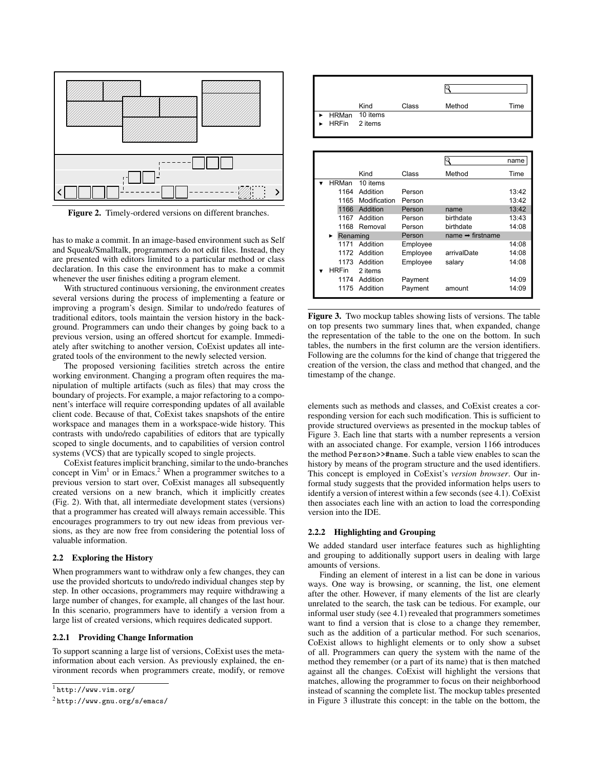Figure 2. Timely-ordered versions on different branches.

has to make a commit. In an image-based environment such as Self and Squeak/Smalltalk, programmers do not edit files. Instead, they are presented with editors limited to a particular method or class declaration. In this case the environment has to make a commit whenever the user finishes editing a program element.

With structured continuous versioning, the environment creates several versions during the process of implementing a feature or improving a program's design. Similar to undo/redo features of traditional editors, tools maintain the version history in the background. Programmers can undo their changes by going back to a previous version, using an offered shortcut for example. Immediately after switching to another version, CoExist updates all integrated tools of the environment to the newly selected version.

The proposed versioning facilities stretch across the entire working environment. Changing a program often requires the manipulation of multiple artifacts (such as files) that may cross the boundary of projects. For example, a major refactoring to a component's interface will require corresponding updates of all available client code. Because of that, CoExist takes snapshots of the entire workspace and manages them in a workspace-wide history. This contrasts with undo/redo capabilities of editors that are typically scoped to single documents, and to capabilities of version control systems (VCS) that are typically scoped to single projects.

CoExist features implicit branching, similar to the undo-branches concept in Vim[1] or in Emacs.[2] When a programmer switches to a previous version to start over, CoExist manages all subsequently created versions on a new branch, which it implicitly creates (Fig. 2). With that, all intermediate development states (versions) that a programmer has created will always remain accessible. This encourages programmers to try out new ideas from previous versions, as they are now free from considering the potential loss of valuable information.

## 2.2 Exploring the History

When programmers want to withdraw only a few changes, they can use the provided shortcuts to undo/redo individual changes step by step. In other occasions, programmers may require withdrawing a large number of changes, for example, all changes of the last hour. In this scenario, programmers have to identify a version from a large list of created versions, which requires dedicated support.

### 2.2.1 Providing Change Information

To support scanning a large list of versions, CoExist uses the meta-information about each version. As previously explained, the environment records when programmers create, modify, or remove elements such as methods and classes, and CoExist creates a corresponding version for each such modification. This is sufficient to provide structured overviews as presented in the mockup tables of Figure 3. Each line that starts with a number represents a version with an associated change. For example, version 1166 introduces the method `Person>>#name`. Such a table view enables to scan the history by means of the program structure and the used identifiers. This concept is employed in CoExist's *version browser*. Our informal study suggests that the provided information helps users to identify a version of interest within a few seconds (see 4.1). CoExist then associates each line with an action to load the corresponding version into the IDE.

| | | Kind | Class | Method | Time |
|---|---|---|---|---|---|
| ► | HRMan | 10 items | | | |
| ► | HRFin | 2 items | | | |

Search: name

| | | Kind | Class | Method | Time |
|---|---|---|---|---|---|
| ▼ | HRMan | 10 items | | | |
| | 1164 | Addition | Person | | 13:42 |
| | 1165 | Modification | Person | | 13:42 |
| | 1166 | Addition | Person | name | 13:42 |
| | 1167 | Addition | Person | birthdate | 13:43 |
| | 1168 | Removal | Person | birthdate | 14:08 |
| | ► | Renaming | Person | name ➡ firstname | |
| | 1171 | Addition | Employee | | 14:08 |
| | 1172 | Addition | Employee | arrivalDate | 14:08 |
| | 1173 | Addition | Employee | salary | 14:08 |
| ▼ | HRFin | 2 items | | | |
| | 1174 | Addition | Payment | | 14:09 |
| | 1175 | Addition | Payment | amount | 14:09 |

**Figure 3.** Two mockup tables showing lists of versions. The table on top presents two summary lines that, when expanded, change the representation of the table to the one on the bottom. In such tables, the numbers in the first column are the version identifiers. Following are the columns for the kind of change that triggered the creation of the version, the class and method that changed, and the timestamp of the change.

### 2.2.2 Highlighting and Grouping

We added standard user interface features such as highlighting and grouping to additionally support users in dealing with large amounts of versions.

Finding an element of interest in a list can be done in various ways. One way is browsing, or scanning, the list, one element after the other. However, if many elements of the list are clearly unrelated to the search, the task can be tedious. For example, our informal user study (see 4.1) revealed that programmers sometimes want to find a version that is close to a change they remember, such as the addition of a particular method. For such scenarios, CoExist allows to highlight elements or to only show a subset of all. Programmers can query the system with the name of the method they remember (or a part of its name) that is then matched against all the changes. CoExist will highlight the versions that matches, allowing the programmer to focus on their neighborhood instead of scanning the complete list. The mockup tables presented in Figure 3 illustrate this concept: in the table on the bottom, the

[1] `http://www.vim.org/`

[2] `http://www.gnu.org/s/emacs/`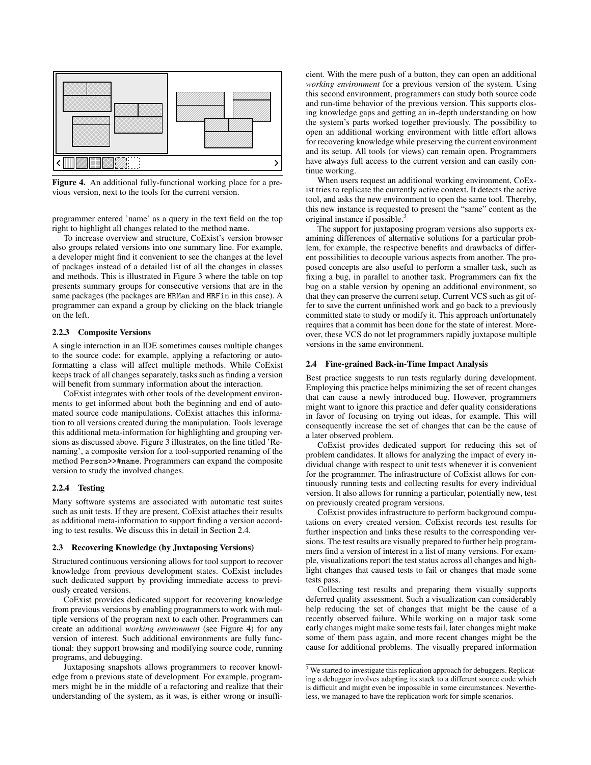Figure 4. An additional fully-functional working place for a previous version, next to the tools for the current version.

programmer entered 'name' as a query in the text field on the top right to highlight all changes related to the method `name`.

To increase overview and structure, CoExist's version browser also groups related versions into one summary line. For example, a developer might find it convenient to see the changes at the level of packages instead of a detailed list of all the changes in classes and methods. This is illustrated in Figure 3 where the table on top presents summary groups for consecutive versions that are in the same packages (the packages are `HRMan` and `HRFin` in this case). A programmer can expand a group by clicking on the black triangle on the left.

#### 2.2.3 Composite Versions

A single interaction in an IDE sometimes causes multiple changes to the source code: for example, applying a refactoring or auto-formatting a class will affect multiple methods. While CoExist keeps track of all changes separately, tasks such as finding a version will benefit from summary information about the interaction.

CoExist integrates with other tools of the development environments to get informed about both the beginning and end of automated source code manipulations. CoExist attaches this information to all versions created during the manipulation. Tools leverage this additional meta-information for highlighting and grouping versions as discussed above. Figure 3 illustrates, on the line titled 'Renaming', a composite version for a tool-supported renaming of the method `Person>>#name`. Programmers can expand the composite version to study the involved changes.

#### 2.2.4 Testing

Many software systems are associated with automatic test suites such as unit tests. If they are present, CoExist attaches their results as additional meta-information to support finding a version according to test results. We discuss this in detail in Section 2.4.

### 2.3 Recovering Knowledge (by Juxtaposing Versions)

Structured continuous versioning allows for tool support to recover knowledge from previous development states. CoExist includes such dedicated support by providing immediate access to previously created versions.

CoExist provides dedicated support for recovering knowledge from previous versions by enabling programmers to work with multiple versions of the program next to each other. Programmers can create an additional *working environment* (see Figure 4) for any version of interest. Such additional environments are fully functional: they support browsing and modifying source code, running programs, and debugging.

Juxtaposing snapshots allows programmers to recover knowledge from a previous state of development. For example, programmers might be in the middle of a refactoring and realize that their understanding of the system, as it was, is either wrong or insufficient. With the mere push of a button, they can open an additional *working environment* for a previous version of the system. Using this second environment, programmers can study both source code and run-time behavior of the previous version. This supports closing knowledge gaps and getting an in-depth understanding on how the system's parts worked together previously. The possibility to open an additional working environment with little effort allows for recovering knowledge while preserving the current environment and its setup. All tools (or views) can remain open. Programmers have always full access to the current version and can easily continue working.

When users request an additional working environment, CoExist tries to replicate the currently active context. It detects the active tool, and asks the new environment to open the same tool. Thereby, this new instance is requested to present the "same" content as the original instance if possible.[3]

The support for juxtaposing program versions also supports examining differences of alternative solutions for a particular problem, for example, the respective benefits and drawbacks of different possibilities to decouple various aspects from another. The proposed concepts are also useful to perform a smaller task, such as fixing a bug, in parallel to another task. Programmers can fix the bug on a stable version by opening an additional environment, so that they can preserve the current setup. Current VCS such as git offer to save the current unfinished work and go back to a previously committed state to study or modify it. This approach unfortunately requires that a commit has been done for the state of interest. Moreover, these VCS do not let programmers rapidly juxtapose multiple versions in the same environment.

### 2.4 Fine-grained Back-in-Time Impact Analysis

Best practice suggests to run tests regularly during development. Employing this practice helps minimizing the set of recent changes that can cause a newly introduced bug. However, programmers might want to ignore this practice and defer quality considerations in favor of focusing on trying out ideas, for example. This will consequently increase the set of changes that can be the cause of a later observed problem.

CoExist provides dedicated support for reducing this set of problem candidates. It allows for analyzing the impact of every individual change with respect to unit tests whenever it is convenient for the programmer. The infrastructure of CoExist allows for continuously running tests and collecting results for every individual version. It also allows for running a particular, potentially new, test on previously created program versions.

CoExist provides infrastructure to perform background computations on every created version. CoExist records test results for further inspection and links these results to the corresponding versions. The test results are visually prepared to further help programmers find a version of interest in a list of many versions. For example, visualizations report the test status across all changes and highlight changes that caused tests to fail or changes that made some tests pass.

Collecting test results and preparing them visually supports deferred quality assessment. Such a visualization can considerably help reducing the set of changes that might be the cause of a recently observed failure. While working on a major task some early changes might make some tests fail, later changes might make some of them pass again, and more recent changes might be the cause for additional problems. The visually prepared information

[3] We started to investigate this replication approach for debuggers. Replicating a debugger involves adapting its stack to a different source code which is difficult and might even be impossible in some circumstances. Nevertheless, we managed to have the replication work for simple scenarios.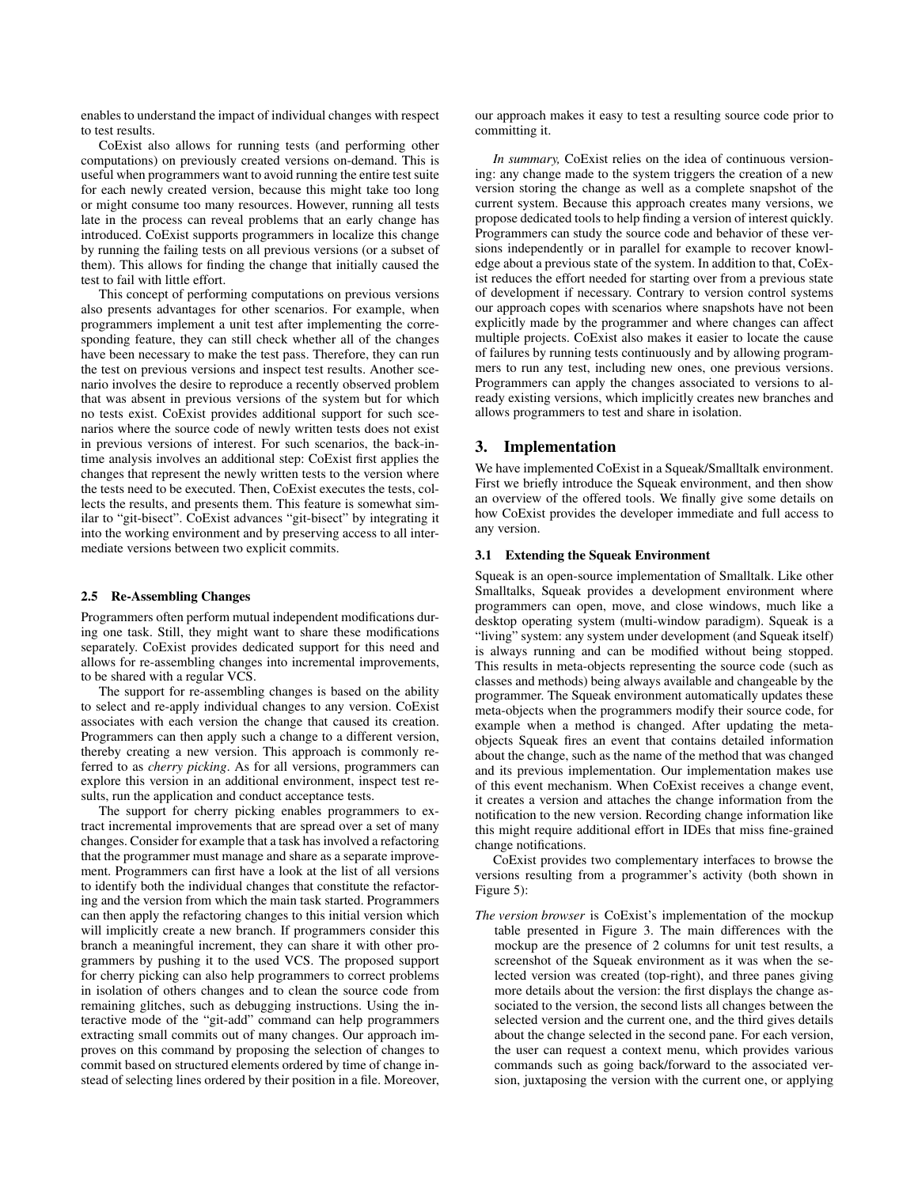enables to understand the impact of individual changes with respect to test results.

CoExist also allows for running tests (and performing other computations) on previously created versions on-demand. This is useful when programmers want to avoid running the entire test suite for each newly created version, because this might take too long or might consume too many resources. However, running all tests late in the process can reveal problems that an early change has introduced. CoExist supports programmers in localize this change by running the failing tests on all previous versions (or a subset of them). This allows for finding the change that initially caused the test to fail with little effort.

This concept of performing computations on previous versions also presents advantages for other scenarios. For example, when programmers implement a unit test after implementing the corresponding feature, they can still check whether all of the changes have been necessary to make the test pass. Therefore, they can run the test on previous versions and inspect test results. Another scenario involves the desire to reproduce a recently observed problem that was absent in previous versions of the system but for which no tests exist. CoExist provides additional support for such scenarios where the source code of newly written tests does not exist in previous versions of interest. For such scenarios, the back-in-time analysis involves an additional step: CoExist first applies the changes that represent the newly written tests to the version where the tests need to be executed. Then, CoExist executes the tests, collects the results, and presents them. This feature is somewhat similar to "git-bisect". CoExist advances "git-bisect" by integrating it into the working environment and by preserving access to all intermediate versions between two explicit commits.

### 2.5 Re-Assembling Changes

Programmers often perform mutual independent modifications during one task. Still, they might want to share these modifications separately. CoExist provides dedicated support for this need and allows for re-assembling changes into incremental improvements, to be shared with a regular VCS.

The support for re-assembling changes is based on the ability to select and re-apply individual changes to any version. CoExist associates with each version the change that caused its creation. Programmers can then apply such a change to a different version, thereby creating a new version. This approach is commonly referred to as *cherry picking*. As for all versions, programmers can explore this version in an additional environment, inspect test results, run the application and conduct acceptance tests.

The support for cherry picking enables programmers to extract incremental improvements that are spread over a set of many changes. Consider for example that a task has involved a refactoring that the programmer must manage and share as a separate improvement. Programmers can first have a look at the list of all versions to identify both the individual changes that constitute the refactoring and the version from which the main task started. Programmers can then apply the refactoring changes to this initial version which will implicitly create a new branch. If programmers consider this branch a meaningful increment, they can share it with other programmers by pushing it to the used VCS. The proposed support for cherry picking can also help programmers to correct problems in isolation of others changes and to clean the source code from remaining glitches, such as debugging instructions. Using the interactive mode of the "git-add" command can help programmers extracting small commits out of many changes. Our approach improves on this command by proposing the selection of changes to commit based on structured elements ordered by time of change instead of selecting lines ordered by their position in a file. Moreover, our approach makes it easy to test a resulting source code prior to committing it.

*In summary,* CoExist relies on the idea of continuous versioning: any change made to the system triggers the creation of a new version storing the change as well as a complete snapshot of the current system. Because this approach creates many versions, we propose dedicated tools to help finding a version of interest quickly. Programmers can study the source code and behavior of these versions independently or in parallel for example to recover knowledge about a previous state of the system. In addition to that, CoExist reduces the effort needed for starting over from a previous state of development if necessary. Contrary to version control systems our approach copes with scenarios where snapshots have not been explicitly made by the programmer and where changes can affect multiple projects. CoExist also makes it easier to locate the cause of failures by running tests continuously and by allowing programmers to run any test, including new ones, one previous versions. Programmers can apply the changes associated to versions to already existing versions, which implicitly creates new branches and allows programmers to test and share in isolation.

## 3. Implementation

We have implemented CoExist in a Squeak/Smalltalk environment. First we briefly introduce the Squeak environment, and then show an overview of the offered tools. We finally give some details on how CoExist provides the developer immediate and full access to any version.

### 3.1 Extending the Squeak Environment

Squeak is an open-source implementation of Smalltalk. Like other Smalltalks, Squeak provides a development environment where programmers can open, move, and close windows, much like a desktop operating system (multi-window paradigm). Squeak is a "living" system: any system under development (and Squeak itself) is always running and can be modified without being stopped. This results in meta-objects representing the source code (such as classes and methods) being always available and changeable by the programmer. The Squeak environment automatically updates these meta-objects when the programmers modify their source code, for example when a method is changed. After updating the meta-objects Squeak fires an event that contains detailed information about the change, such as the name of the method that was changed and its previous implementation. Our implementation makes use of this event mechanism. When CoExist receives a change event, it creates a version and attaches the change information from the notification to the new version. Recording change information like this might require additional effort in IDEs that miss fine-grained change notifications.

CoExist provides two complementary interfaces to browse the versions resulting from a programmer's activity (both shown in Figure 5):

*The version browser* is CoExist's implementation of the mockup table presented in Figure 3. The main differences with the mockup are the presence of 2 columns for unit test results, a screenshot of the Squeak environment as it was when the selected version was created (top-right), and three panes giving more details about the version: the first displays the change associated to the version, the second lists all changes between the selected version and the current one, and the third gives details about the change selected in the second pane. For each version, the user can request a context menu, which provides various commands such as going back/forward to the associated version, juxtaposing the version with the current one, or applying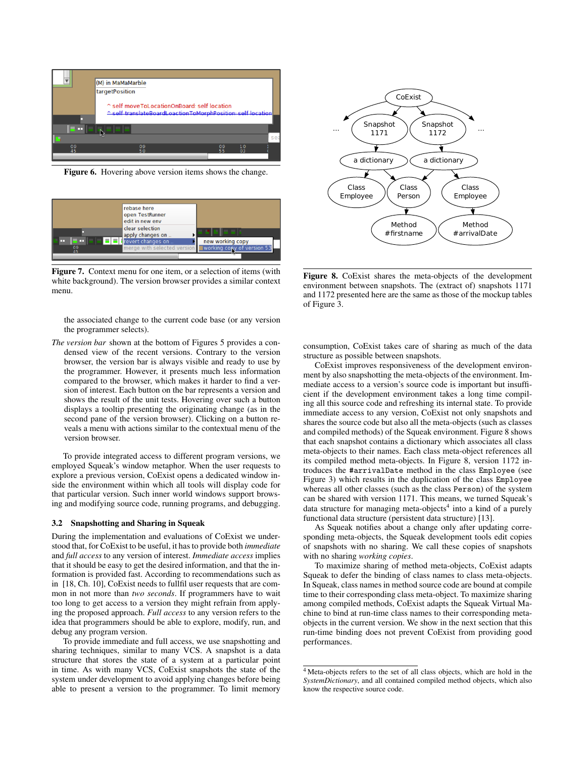Figure 6. Hovering above version items shows the change.

Figure 7. Context menu for one item, or a selection of items (with white background). The version browser provides a similar context menu.

the associated change to the current code base (or any version the programmer selects).

*The version bar* shown at the bottom of Figures 5 provides a condensed view of the recent versions. Contrary to the version browser, the version bar is always visible and ready to use by the programmer. However, it presents much less information compared to the browser, which makes it harder to find a version of interest. Each button on the bar represents a version and shows the result of the unit tests. Hovering over such a button displays a tooltip presenting the originating change (as in the second pane of the version browser). Clicking on a button reveals a menu with actions similar to the contextual menu of the version browser.

To provide integrated access to different program versions, we employed Squeak's window metaphor. When the user requests to explore a previous version, CoExist opens a dedicated window inside the environment within which all tools will display code for that particular version. Such inner world windows support browsing and modifying source code, running programs, and debugging.

### 3.2 Snapshotting and Sharing in Squeak

During the implementation and evaluations of CoExist we understood that, for CoExist to be useful, it has to provide both *immediate* and *full access* to any version of interest. *Immediate access* implies that it should be easy to get the desired information, and that the information is provided fast. According to recommendations such as in [18, Ch. 10], CoExist needs to fullfil user requests that are common in not more than *two seconds*. If programmers have to wait too long to get access to a version they might refrain from applying the proposed approach. *Full access* to any version refers to the idea that programmers should be able to explore, modify, run, and debug any program version.

To provide immediate and full access, we use snapshotting and sharing techniques, similar to many VCS. A snapshot is a data structure that stores the state of a system at a particular point in time. As with many VCS, CoExist snapshots the state of the system under development to avoid applying changes before being able to present a version to the programmer. To limit memory consumption, CoExist takes care of sharing as much of the data structure as possible between snapshots.

CoExist
Snapshot 1171
Snapshot 1172
...
...
a dictionary
a dictionary
Class Employee
Class Person
Class Employee
Method #firstname
Method #arrivalDate

Figure 8. CoExist shares the meta-objects of the development environment between snapshots. The (extract of) snapshots 1171 and 1172 presented here are the same as those of the mockup tables of Figure 3.

CoExist improves responsiveness of the development environment by also snapshotting the meta-objects of the environment. Immediate access to a version's source code is important but insufficient if the development environment takes a long time compiling all this source code and refreshing its internal state. To provide immediate access to any version, CoExist not only snapshots and shares the source code but also all the meta-objects (such as classes and compiled methods) of the Squeak environment. Figure 8 shows that each snapshot contains a dictionary which associates all class meta-objects to their names. Each class meta-object references all its compiled method meta-objects. In Figure 8, version 1172 introduces the `#arrivalDate` method in the class `Employee` (see Figure 3) which results in the duplication of the class `Employee` whereas all other classes (such as the class `Person`) of the system can be shared with version 1171. This means, we turned Squeak's data structure for managing meta-objects[4] into a kind of a purely functional data structure (persistent data structure) [13].

As Squeak notifies about a change only after updating corresponding meta-objects, the Squeak development tools edit copies of snapshots with no sharing. We call these copies of snapshots with no sharing *working copies*.

To maximize sharing of method meta-objects, CoExist adapts Squeak to defer the binding of class names to class meta-objects. In Squeak, class names in method source code are bound at compile time to their corresponding class meta-object. To maximize sharing among compiled methods, CoExist adapts the Squeak Virtual Machine to bind at run-time class names to their corresponding meta-objects in the current version. We show in the next section that this run-time binding does not prevent CoExist from providing good performances.

[4] Meta-objects refers to the set of all class objects, which are hold in the *SystemDictionary*, and all contained compiled method objects, which also know the respective source code.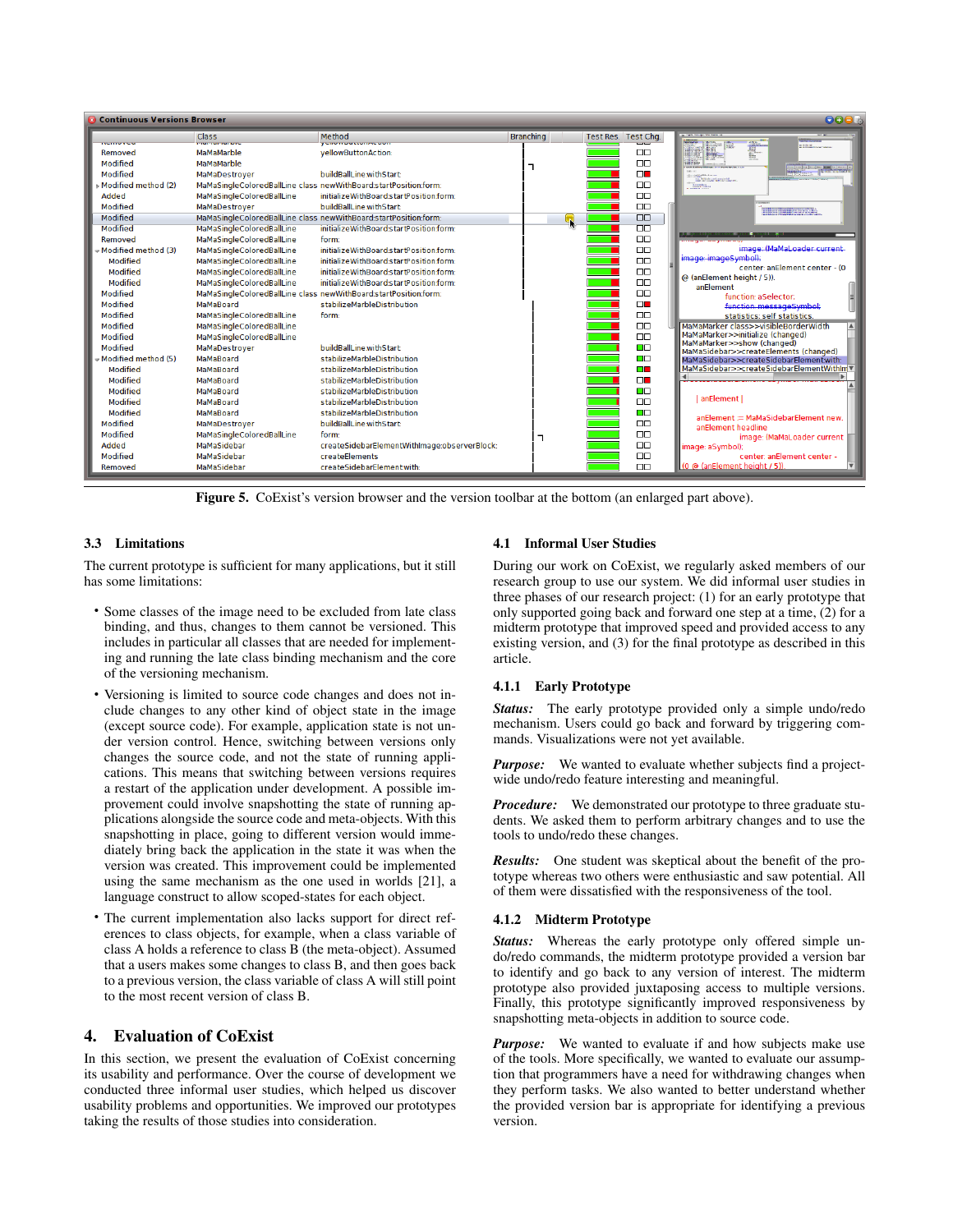Figure 5. CoExist's version browser and the version toolbar at the bottom (an enlarged part above).

### 3.3 Limitations

The current prototype is sufficient for many applications, but it still has some limitations:

- Some classes of the image need to be excluded from late class binding, and thus, changes to them cannot be versioned. This includes in particular all classes that are needed for implementing and running the late class binding mechanism and the core of the versioning mechanism.
- Versioning is limited to source code changes and does not include changes to any other kind of object state in the image (except source code). For example, application state is not under version control. Hence, switching between versions only changes the source code, and not the state of running applications. This means that switching between versions requires a restart of the application under development. A possible improvement could involve snapshotting the state of running applications alongside the source code and meta-objects. With this snapshotting in place, going to different version would immediately bring back the application in the state it was when the version was created. This improvement could be implemented using the same mechanism as the one used in worlds [21], a language construct to allow scoped-states for each object.
- The current implementation also lacks support for direct references to class objects, for example, when a class variable of class A holds a reference to class B (the meta-object). Assumed that a users makes some changes to class B, and then goes back to a previous version, the class variable of class A will still point to the most recent version of class B.

## 4. Evaluation of CoExist

In this section, we present the evaluation of CoExist concerning its usability and performance. Over the course of development we conducted three informal user studies, which helped us discover usability problems and opportunities. We improved our prototypes taking the results of those studies into consideration.

### 4.1 Informal User Studies

During our work on CoExist, we regularly asked members of our research group to use our system. We did informal user studies in three phases of our research project: (1) for an early prototype that only supported going back and forward one step at a time, (2) for a midterm prototype that improved speed and provided access to any existing version, and (3) for the final prototype as described in this article.

#### 4.1.1 Early Prototype

***Status:*** The early prototype provided only a simple undo/redo mechanism. Users could go back and forward by triggering commands. Visualizations were not yet available.

***Purpose:*** We wanted to evaluate whether subjects find a project-wide undo/redo feature interesting and meaningful.

***Procedure:*** We demonstrated our prototype to three graduate students. We asked them to perform arbitrary changes and to use the tools to undo/redo these changes.

***Results:*** One student was skeptical about the benefit of the prototype whereas two others were enthusiastic and saw potential. All of them were dissatisfied with the responsiveness of the tool.

#### 4.1.2 Midterm Prototype

***Status:*** Whereas the early prototype only offered simple undo/redo commands, the midterm prototype provided a version bar to identify and go back to any version of interest. The midterm prototype also provided juxtaposing access to multiple versions. Finally, this prototype significantly improved responsiveness by snapshotting meta-objects in addition to source code.

***Purpose:*** We wanted to evaluate if and how subjects make use of the tools. More specifically, we wanted to evaluate our assumption that programmers have a need for withdrawing changes when they perform tasks. We also wanted to better understand whether the provided version bar is appropriate for identifying a previous version.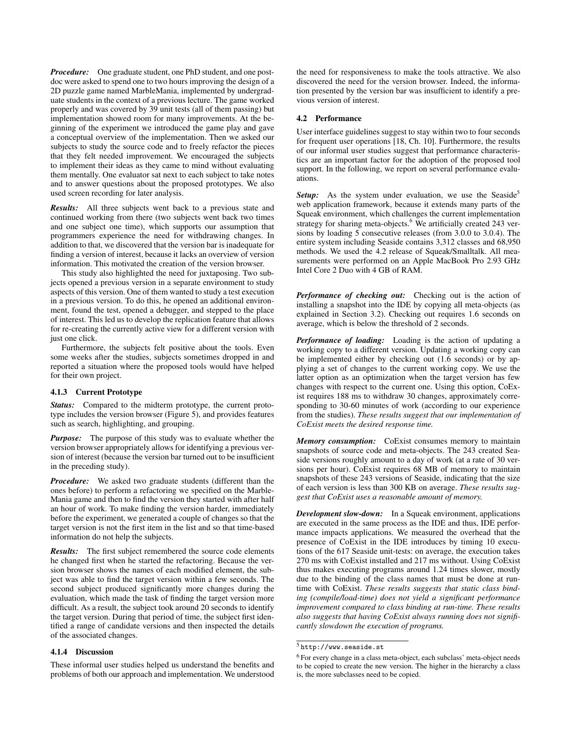***Procedure:*** One graduate student, one PhD student, and one post-doc were asked to spend one to two hours improving the design of a 2D puzzle game named MarbleMania, implemented by undergraduate students in the context of a previous lecture. The game worked properly and was covered by 39 unit tests (all of them passing) but implementation showed room for many improvements. At the beginning of the experiment we introduced the game play and gave a conceptual overview of the implementation. Then we asked our subjects to study the source code and to freely refactor the pieces that they felt needed improvement. We encouraged the subjects to implement their ideas as they came to mind without evaluating them mentally. One evaluator sat next to each subject to take notes and to answer questions about the proposed prototypes. We also used screen recording for later analysis.

***Results:*** All three subjects went back to a previous state and continued working from there (two subjects went back two times and one subject one time), which supports our assumption that programmers experience the need for withdrawing changes. In addition to that, we discovered that the version bar is inadequate for finding a version of interest, because it lacks an overview of version information. This motivated the creation of the version browser.

This study also highlighted the need for juxtaposing. Two subjects opened a previous version in a separate environment to study aspects of this version. One of them wanted to study a test execution in a previous version. To do this, he opened an additional environment, found the test, opened a debugger, and stepped to the place of interest. This led us to develop the replication feature that allows for re-creating the currently active view for a different version with just one click.

Furthermore, the subjects felt positive about the tools. Even some weeks after the studies, subjects sometimes dropped in and reported a situation where the proposed tools would have helped for their own project.

### 4.1.3 Current Prototype

***Status:*** Compared to the midterm prototype, the current prototype includes the version browser (Figure 5), and provides features such as search, highlighting, and grouping.

***Purpose:*** The purpose of this study was to evaluate whether the version browser appropriately allows for identifying a previous version of interest (because the version bar turned out to be insufficient in the preceding study).

***Procedure:*** We asked two graduate students (different than the ones before) to perform a refactoring we specified on the MarbleMania game and then to find the version they started with after half an hour of work. To make finding the version harder, immediately before the experiment, we generated a couple of changes so that the target version is not the first item in the list and so that time-based information do not help the subjects.

***Results:*** The first subject remembered the source code elements he changed first when he started the refactoring. Because the version browser shows the names of each modified element, the subject was able to find the target version within a few seconds. The second subject produced significantly more changes during the evaluation, which made the task of finding the target version more difficult. As a result, the subject took around 20 seconds to identify the target version. During that period of time, the subject first identified a range of candidate versions and then inspected the details of the associated changes.

### 4.1.4 Discussion

These informal user studies helped us understand the benefits and problems of both our approach and implementation. We understood the need for responsiveness to make the tools attractive. We also discovered the need for the version browser. Indeed, the information presented by the version bar was insufficient to identify a previous version of interest.

## 4.2 Performance

User interface guidelines suggest to stay within two to four seconds for frequent user operations [18, Ch. 10]. Furthermore, the results of our informal user studies suggest that performance characteristics are an important factor for the adoption of the proposed tool support. In the following, we report on several performance evaluations.

***Setup:*** As the system under evaluation, we use the Seaside[5] web application framework, because it extends many parts of the Squeak environment, which challenges the current implementation strategy for sharing meta-objects.[6] We artificially created 243 versions by loading 5 consecutive releases (from 3.0.0 to 3.0.4). The entire system including Seaside contains 3,312 classes and 68,950 methods. We used the 4.2 release of Squeak/Smalltalk. All measurements were performed on an Apple MacBook Pro 2.93 GHz Intel Core 2 Duo with 4 GB of RAM.

***Performance of checking out:*** Checking out is the action of installing a snapshot into the IDE by copying all meta-objects (as explained in Section 3.2). Checking out requires 1.6 seconds on average, which is below the threshold of 2 seconds.

***Performance of loading:*** Loading is the action of updating a working copy to a different version. Updating a working copy can be implemented either by checking out (1.6 seconds) or by applying a set of changes to the current working copy. We use the latter option as an optimization when the target version has few changes with respect to the current one. Using this option, CoExist requires 188 ms to withdraw 30 changes, approximately corresponding to 30-60 minutes of work (according to our experience from the studies). *These results suggest that our implementation of CoExist meets the desired response time.*

***Memory consumption:*** CoExist consumes memory to maintain snapshots of source code and meta-objects. The 243 created Seaside versions roughly amount to a day of work (at a rate of 30 versions per hour). CoExist requires 68 MB of memory to maintain snapshots of these 243 versions of Seaside, indicating that the size of each version is less than 300 KB on average. *These results suggest that CoExist uses a reasonable amount of memory.*

***Development slow-down:*** In a Squeak environment, applications are executed in the same process as the IDE and thus, IDE performance impacts applications. We measured the overhead that the presence of CoExist in the IDE introduces by timing 10 executions of the 617 Seaside unit-tests: on average, the execution takes 270 ms with CoExist installed and 217 ms without. Using CoExist thus makes executing programs around 1.24 times slower, mostly due to the binding of the class names that must be done at runtime with CoExist. *These results suggests that static class binding (compile/load-time) does not yield a significant performance improvement compared to class binding at run-time. These results also suggests that having CoExist always running does not significantly slowdown the execution of programs.*

---

[5] `http://www.seaside.st`

[6] For every change in a class meta-object, each subclass' meta-object needs to be copied to create the new version. The higher in the hierarchy a class is, the more subclasses need to be copied.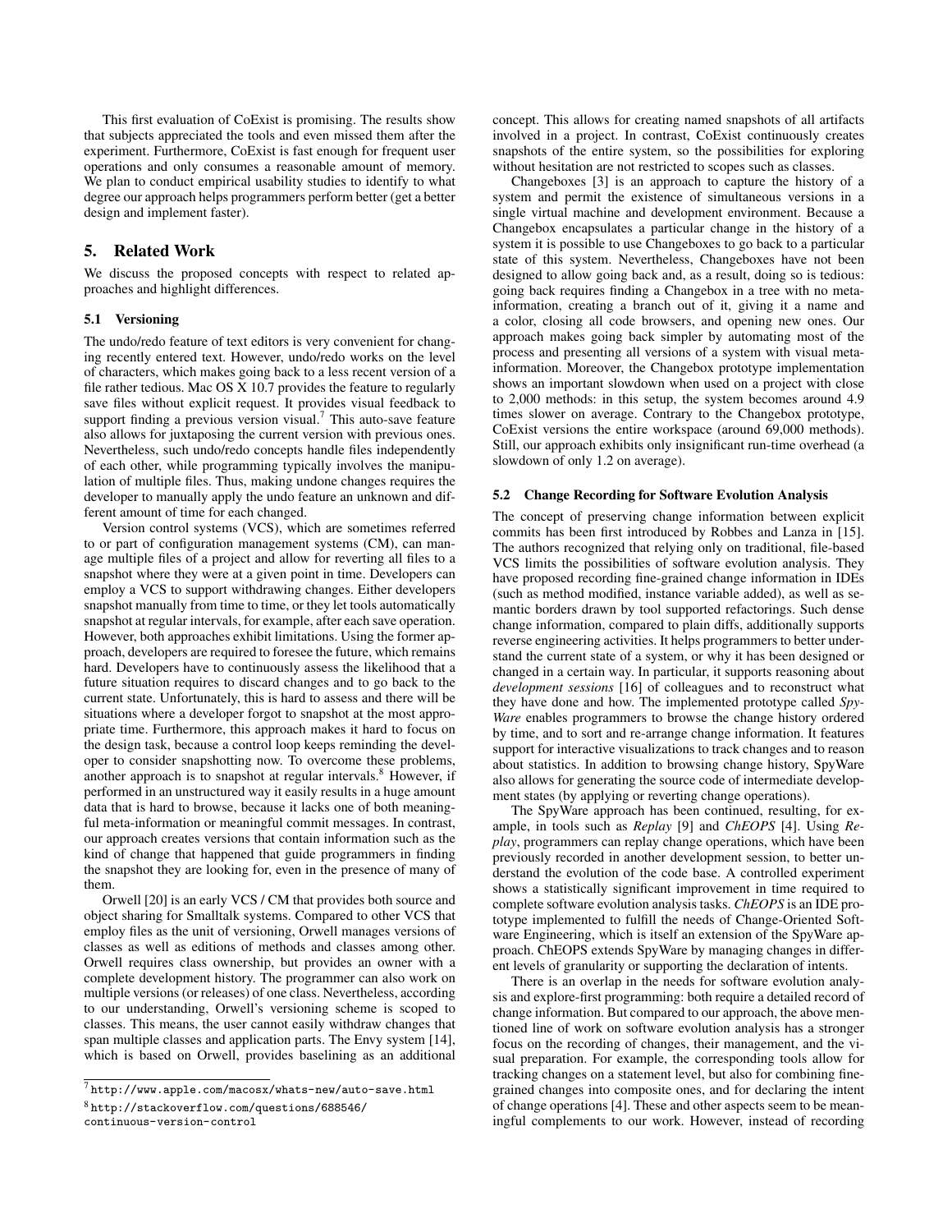This first evaluation of CoExist is promising. The results show that subjects appreciated the tools and even missed them after the experiment. Furthermore, CoExist is fast enough for frequent user operations and only consumes a reasonable amount of memory. We plan to conduct empirical usability studies to identify to what degree our approach helps programmers perform better (get a better design and implement faster).

## 5. Related Work

We discuss the proposed concepts with respect to related approaches and highlight differences.

### 5.1 Versioning

The undo/redo feature of text editors is very convenient for changing recently entered text. However, undo/redo works on the level of characters, which makes going back to a less recent version of a file rather tedious. Mac OS X 10.7 provides the feature to regularly save files without explicit request. It provides visual feedback to support finding a previous version visual.[7] This auto-save feature also allows for juxtaposing the current version with previous ones. Nevertheless, such undo/redo concepts handle files independently of each other, while programming typically involves the manipulation of multiple files. Thus, making undone changes requires the developer to manually apply the undo feature an unknown and different amount of time for each changed.

Version control systems (VCS), which are sometimes referred to or part of configuration management systems (CM), can manage multiple files of a project and allow for reverting all files to a snapshot where they were at a given point in time. Developers can employ a VCS to support withdrawing changes. Either developers snapshot manually from time to time, or they let tools automatically snapshot at regular intervals, for example, after each save operation. However, both approaches exhibit limitations. Using the former approach, developers are required to foresee the future, which remains hard. Developers have to continuously assess the likelihood that a future situation requires to discard changes and to go back to the current state. Unfortunately, this is hard to assess and there will be situations where a developer forgot to snapshot at the most appropriate time. Furthermore, this approach makes it hard to focus on the design task, because a control loop keeps reminding the developer to consider snapshotting now. To overcome these problems, another approach is to snapshot at regular intervals.[8] However, if performed in an unstructured way it easily results in a huge amount data that is hard to browse, because it lacks one of both meaningful meta-information or meaningful commit messages. In contrast, our approach creates versions that contain information such as the kind of change that happened that guide programmers in finding the snapshot they are looking for, even in the presence of many of them.

Orwell [20] is an early VCS / CM that provides both source and object sharing for Smalltalk systems. Compared to other VCS that employ files as the unit of versioning, Orwell manages versions of classes as well as editions of methods and classes among other. Orwell requires class ownership, but provides an owner with a complete development history. The programmer can also work on multiple versions (or releases) of one class. Nevertheless, according to our understanding, Orwell's versioning scheme is scoped to classes. This means, the user cannot easily withdraw changes that span multiple classes and application parts. The Envy system [14], which is based on Orwell, provides baselining as an additional concept. This allows for creating named snapshots of all artifacts involved in a project. In contrast, CoExist continuously creates snapshots of the entire system, so the possibilities for exploring without hesitation are not restricted to scopes such as classes.

Changeboxes [3] is an approach to capture the history of a system and permit the existence of simultaneous versions in a single virtual machine and development environment. Because a Changebox encapsulates a particular change in the history of a system it is possible to use Changeboxes to go back to a particular state of this system. Nevertheless, Changeboxes have not been designed to allow going back and, as a result, doing so is tedious: going back requires finding a Changebox in a tree with no meta-information, creating a branch out of it, giving it a name and a color, closing all code browsers, and opening new ones. Our approach makes going back simpler by automating most of the process and presenting all versions of a system with visual meta-information. Moreover, the Changebox prototype implementation shows an important slowdown when used on a project with close to 2,000 methods: in this setup, the system becomes around 4.9 times slower on average. Contrary to the Changebox prototype, CoExist versions the entire workspace (around 69,000 methods). Still, our approach exhibits only insignificant run-time overhead (a slowdown of only 1.2 on average).

### 5.2 Change Recording for Software Evolution Analysis

The concept of preserving change information between explicit commits has been first introduced by Robbes and Lanza in [15]. The authors recognized that relying only on traditional, file-based VCS limits the possibilities of software evolution analysis. They have proposed recording fine-grained change information in IDEs (such as method modified, instance variable added), as well as semantic borders drawn by tool supported refactorings. Such dense change information, compared to plain diffs, additionally supports reverse engineering activities. It helps programmers to better understand the current state of a system, or why it has been designed or changed in a certain way. In particular, it supports reasoning about *development sessions* [16] of colleagues and to reconstruct what they have done and how. The implemented prototype called *SpyWare* enables programmers to browse the change history ordered by time, and to sort and re-arrange change information. It features support for interactive visualizations to track changes and to reason about statistics. In addition to browsing change history, SpyWare also allows for generating the source code of intermediate development states (by applying or reverting change operations).

The SpyWare approach has been continued, resulting, for example, in tools such as *Replay* [9] and *ChEOPS* [4]. Using *Replay*, programmers can replay change operations, which have been previously recorded in another development session, to better understand the evolution of the code base. A controlled experiment shows a statistically significant improvement in time required to complete software evolution analysis tasks. *ChEOPS* is an IDE prototype implemented to fulfill the needs of Change-Oriented Software Engineering, which is itself an extension of the SpyWare approach. ChEOPS extends SpyWare by managing changes in different levels of granularity or supporting the declaration of intents.

There is an overlap in the needs for software evolution analysis and explore-first programming: both require a detailed record of change information. But compared to our approach, the above mentioned line of work on software evolution analysis has a stronger focus on the recording of changes, their management, and the visual preparation. For example, the corresponding tools allow for tracking changes on a statement level, but also for combining fine-grained changes into composite ones, and for declaring the intent of change operations [4]. These and other aspects seem to be meaningful complements to our work. However, instead of recording

[7] http://www.apple.com/macosx/whats-new/auto-save.html

[8] http://stackoverflow.com/questions/688546/continuous-version-control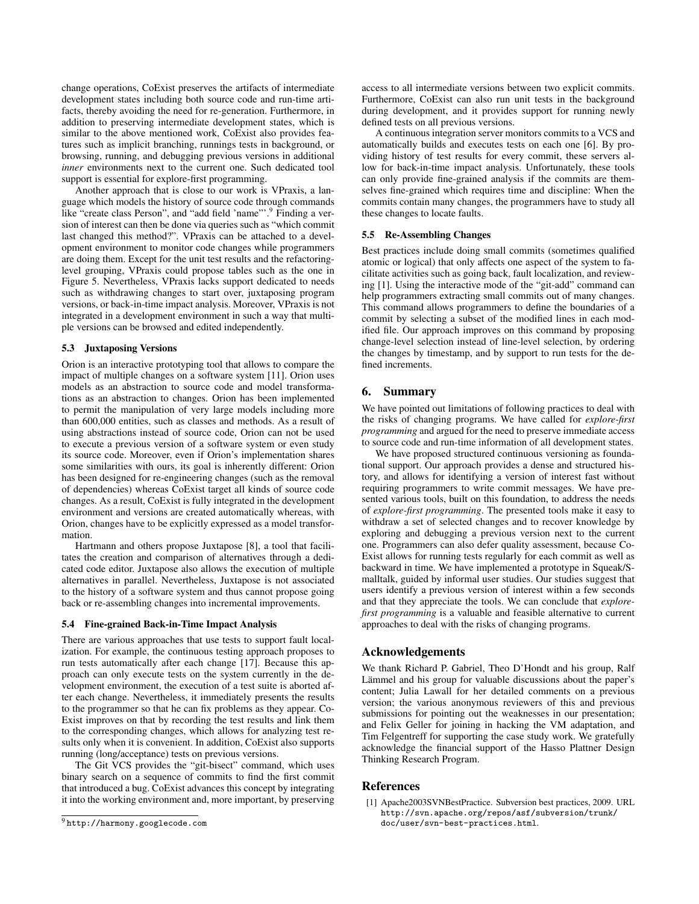change operations, CoExist preserves the artifacts of intermediate development states including both source code and run-time artifacts, thereby avoiding the need for re-generation. Furthermore, in addition to preserving intermediate development states, which is similar to the above mentioned work, CoExist also provides features such as implicit branching, runnings tests in background, or browsing, running, and debugging previous versions in additional *inner* environments next to the current one. Such dedicated tool support is essential for explore-first programming.

Another approach that is close to our work is VPraxis, a language which models the history of source code through commands like "create class Person", and "add field 'name'".[9] Finding a version of interest can then be done via queries such as "which commit last changed this method?". VPraxis can be attached to a development environment to monitor code changes while programmers are doing them. Except for the unit test results and the refactoring-level grouping, VPraxis could propose tables such as the one in Figure 5. Nevertheless, VPraxis lacks support dedicated to needs such as withdrawing changes to start over, juxtaposing program versions, or back-in-time impact analysis. Moreover, VPraxis is not integrated in a development environment in such a way that multiple versions can be browsed and edited independently.

### 5.3 Juxtaposing Versions

Orion is an interactive prototyping tool that allows to compare the impact of multiple changes on a software system [11]. Orion uses models as an abstraction to source code and model transformations as an abstraction to changes. Orion has been implemented to permit the manipulation of very large models including more than 600,000 entities, such as classes and methods. As a result of using abstractions instead of source code, Orion can not be used to execute a previous version of a software system or even study its source code. Moreover, even if Orion's implementation shares some similarities with ours, its goal is inherently different: Orion has been designed for re-engineering changes (such as the removal of dependencies) whereas CoExist target all kinds of source code changes. As a result, CoExist is fully integrated in the development environment and versions are created automatically whereas, with Orion, changes have to be explicitly expressed as a model transformation.

Hartmann and others propose Juxtapose [8], a tool that facilitates the creation and comparison of alternatives through a dedicated code editor. Juxtapose also allows the execution of multiple alternatives in parallel. Nevertheless, Juxtapose is not associated to the history of a software system and thus cannot propose going back or re-assembling changes into incremental improvements.

### 5.4 Fine-grained Back-in-Time Impact Analysis

There are various approaches that use tests to support fault localization. For example, the continuous testing approach proposes to run tests automatically after each change [17]. Because this approach can only execute tests on the system currently in the development environment, the execution of a test suite is aborted after each change. Nevertheless, it immediately presents the results to the programmer so that he can fix problems as they appear. CoExist improves on that by recording the test results and link them to the corresponding changes, which allows for analyzing test results only when it is convenient. In addition, CoExist also supports running (long/acceptance) tests on previous versions.

The Git VCS provides the "git-bisect" command, which uses binary search on a sequence of commits to find the first commit that introduced a bug. CoExist advances this concept by integrating it into the working environment and, more important, by preserving access to all intermediate versions between two explicit commits. Furthermore, CoExist can also run unit tests in the background during development, and it provides support for running newly defined tests on all previous versions.

A continuous integration server monitors commits to a VCS and automatically builds and executes tests on each one [6]. By providing history of test results for every commit, these servers allow for back-in-time impact analysis. Unfortunately, these tools can only provide fine-grained analysis if the commits are themselves fine-grained which requires time and discipline: When the commits contain many changes, the programmers have to study all these changes to locate faults.

### 5.5 Re-Assembling Changes

Best practices include doing small commits (sometimes qualified atomic or logical) that only affects one aspect of the system to facilitate activities such as going back, fault localization, and reviewing [1]. Using the interactive mode of the "git-add" command can help programmers extracting small commits out of many changes. This command allows programmers to define the boundaries of a commit by selecting a subset of the modified lines in each modified file. Our approach improves on this command by proposing change-level selection instead of line-level selection, by ordering the changes by timestamp, and by support to run tests for the defined increments.

## 6. Summary

We have pointed out limitations of following practices to deal with the risks of changing programs. We have called for *explore-first programming* and argued for the need to preserve immediate access to source code and run-time information of all development states.

We have proposed structured continuous versioning as foundational support. Our approach provides a dense and structured history, and allows for identifying a version of interest fast without requiring programmers to write commit messages. We have presented various tools, built on this foundation, to address the needs of *explore-first programming*. The presented tools make it easy to withdraw a set of selected changes and to recover knowledge by exploring and debugging a previous version next to the current one. Programmers can also defer quality assessment, because CoExist allows for running tests regularly for each commit as well as backward in time. We have implemented a prototype in Squeak/Smalltalk, guided by informal user studies. Our studies suggest that users identify a previous version of interest within a few seconds and that they appreciate the tools. We can conclude that *explore-first programming* is a valuable and feasible alternative to current approaches to deal with the risks of changing programs.

## Acknowledgements

We thank Richard P. Gabriel, Theo D'Hondt and his group, Ralf Lämmel and his group for valuable discussions about the paper's content; Julia Lawall for her detailed comments on a previous version; the various anonymous reviewers of this and previous submissions for pointing out the weaknesses in our presentation; and Felix Geller for joining in hacking the VM adaptation, and Tim Felgentreff for supporting the case study work. We gratefully acknowledge the financial support of the Hasso Plattner Design Thinking Research Program.

## References

[1] Apache2003SVNBestPractice. Subversion best practices, 2009. URL http://svn.apache.org/repos/asf/subversion/trunk/doc/user/svn-best-practices.html.

[9] http://harmony.googlecode.com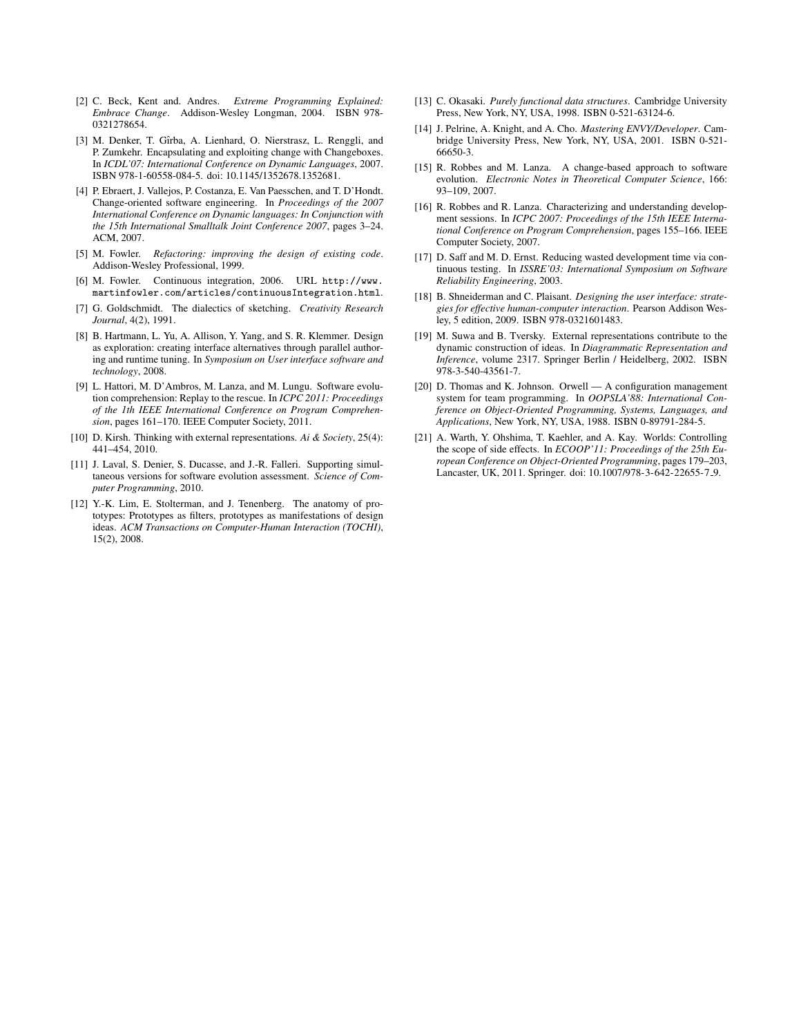[2] C. Beck, Kent and. Andres. *Extreme Programming Explained: Embrace Change*. Addison-Wesley Longman, 2004. ISBN 978-0321278654.

[3] M. Denker, T. Gîrba, A. Lienhard, O. Nierstrasz, L. Renggli, and P. Zumkehr. Encapsulating and exploiting change with Changeboxes. In *ICDL'07: International Conference on Dynamic Languages*, 2007. ISBN 978-1-60558-084-5. doi: 10.1145/1352678.1352681.

[4] P. Ebraert, J. Vallejos, P. Costanza, E. Van Paesschen, and T. D'Hondt. Change-oriented software engineering. In *Proceedings of the 2007 International Conference on Dynamic languages: In Conjunction with the 15th International Smalltalk Joint Conference 2007*, pages 3–24. ACM, 2007.

[5] M. Fowler. *Refactoring: improving the design of existing code*. Addison-Wesley Professional, 1999.

[6] M. Fowler. Continuous integration, 2006. URL `http://www.martinfowler.com/articles/continuousIntegration.html`.

[7] G. Goldschmidt. The dialectics of sketching. *Creativity Research Journal*, 4(2), 1991.

[8] B. Hartmann, L. Yu, A. Allison, Y. Yang, and S. R. Klemmer. Design as exploration: creating interface alternatives through parallel authoring and runtime tuning. In *Symposium on User interface software and technology*, 2008.

[9] L. Hattori, M. D'Ambros, M. Lanza, and M. Lungu. Software evolution comprehension: Replay to the rescue. In *ICPC 2011: Proceedings of the 1th IEEE International Conference on Program Comprehension*, pages 161–170. IEEE Computer Society, 2011.

[10] D. Kirsh. Thinking with external representations. *Ai & Society*, 25(4): 441–454, 2010.

[11] J. Laval, S. Denier, S. Ducasse, and J.-R. Falleri. Supporting simultaneous versions for software evolution assessment. *Science of Computer Programming*, 2010.

[12] Y.-K. Lim, E. Stolterman, and J. Tenenberg. The anatomy of prototypes: Prototypes as filters, prototypes as manifestations of design ideas. *ACM Transactions on Computer-Human Interaction (TOCHI)*, 15(2), 2008.

[13] C. Okasaki. *Purely functional data structures*. Cambridge University Press, New York, NY, USA, 1998. ISBN 0-521-63124-6.

[14] J. Pelrine, A. Knight, and A. Cho. *Mastering ENVY/Developer*. Cambridge University Press, New York, NY, USA, 2001. ISBN 0-521-66650-3.

[15] R. Robbes and M. Lanza. A change-based approach to software evolution. *Electronic Notes in Theoretical Computer Science*, 166: 93–109, 2007.

[16] R. Robbes and R. Lanza. Characterizing and understanding development sessions. In *ICPC 2007: Proceedings of the 15th IEEE International Conference on Program Comprehension*, pages 155–166. IEEE Computer Society, 2007.

[17] D. Saff and M. D. Ernst. Reducing wasted development time via continuous testing. In *ISSRE'03: International Symposium on Software Reliability Engineering*, 2003.

[18] B. Shneiderman and C. Plaisant. *Designing the user interface: strategies for effective human-computer interaction*. Pearson Addison Wesley, 5 edition, 2009. ISBN 978-0321601483.

[19] M. Suwa and B. Tversky. External representations contribute to the dynamic construction of ideas. In *Diagrammatic Representation and Inference*, volume 2317. Springer Berlin / Heidelberg, 2002. ISBN 978-3-540-43561-7.

[20] D. Thomas and K. Johnson. Orwell — A configuration management system for team programming. In *OOPSLA'88: International Conference on Object-Oriented Programming, Systems, Languages, and Applications*, New York, NY, USA, 1988. ISBN 0-89791-284-5.

[21] A. Warth, Y. Ohshima, T. Kaehler, and A. Kay. Worlds: Controlling the scope of side effects. In *ECOOP'11: Proceedings of the 25th European Conference on Object-Oriented Programming*, pages 179–203, Lancaster, UK, 2011. Springer. doi: 10.1007/978-3-642-22655-7_9.